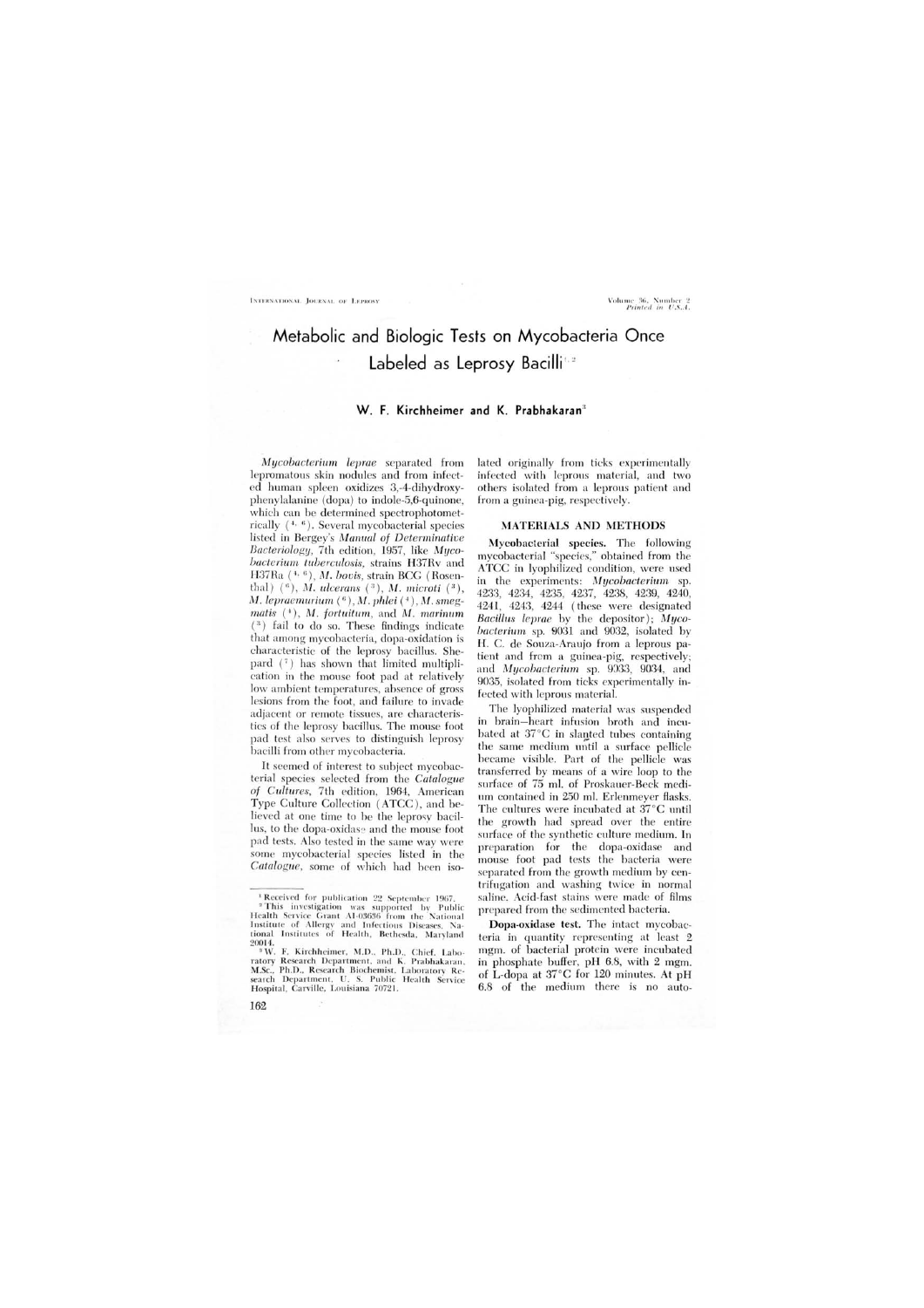# Metabolic and Biologic Tests on Mycobacteria Once Labeled as Leprosy Bacilli[1,2]

**W. F. Kirchheimer and K. Prabhakaran**[3]

*Mycobacterium leprae* separated from lepromatous skin nodules and from infected human spleen oxidizes 3,4-dihydroxyphenylalanine (dopa) to indole-5,6-quinone, which can be determined spectrophotometrically ([4, 6]). Several mycobacterial species listed in Bergey's *Manual of Determinative Bacteriology*, 7th edition, 1957, like *Mycobacterium tuberculosis*, strains H37Rv and H37Ra ([4, 6]), *M. bovis*, strain BCG (Rosenthal) ([6]), *M. ulcerans* ([3]), *M. microti* ([3]), *M. lepraemurium* ([6]), *M. phlei* ([4]), *M. smegmatis* ([4]), *M. fortuitum*, and *M. marinum* ([3]) fail to do so. These findings indicate that among mycobacteria, dopa-oxidation is characteristic of the leprosy bacillus. Shepard ([7]) has shown that limited multiplication in the mouse foot pad at relatively low ambient temperatures, absence of gross lesions from the foot, and failure to invade adjacent or remote tissues, are characteristics of the leprosy bacillus. The mouse foot pad test also serves to distinguish leprosy bacilli from other mycobacteria.

It seemed of interest to subject mycobacterial species selected from the *Catalogue of Cultures*, 7th edition, 1964, American Type Culture Collection (ATCC), and believed at one time to be the leprosy bacillus, to the dopa-oxidase and the mouse foot pad tests. Also tested in the same way were some mycobacterial species listed in the *Catalogue*, some of which had been isolated originally from ticks experimentally infected with leprous material, and two others isolated from a leprous patient and from a guinea-pig, respectively.

## MATERIALS AND METHODS

**Mycobacterial species.** The following mycobacterial "species," obtained from the ATCC in lyophilized condition, were used in the experiments: *Mycobacterium* sp. 4233, 4234, 4235, 4237, 4238, 4239, 4240, 4241, 4243, 4244 (these were designated *Bacillus leprae* by the depositor); *Mycobacterium* sp. 9031 and 9032, isolated by H. C. de Souza-Araujo from a leprous patient and from a guinea-pig, respectively; and *Mycobacterium* sp. 9033, 9034, and 9035, isolated from ticks experimentally infected with leprous material.

The lyophilized material was suspended in brain–heart infusion broth and incubated at 37°C in slanted tubes containing the same medium until a surface pellicle became visible. Part of the pellicle was transferred by means of a wire loop to the surface of 75 ml. of Proskauer-Beck medium contained in 250 ml. Erlenmeyer flasks. The cultures were incubated at 37°C until the growth had spread over the entire surface of the synthetic culture medium. In preparation for the dopa-oxidase and mouse foot pad tests the bacteria were separated from the growth medium by centrifugation and washing twice in normal saline. Acid-fast stains were made of films prepared from the sedimented bacteria.

**Dopa-oxidase test.** The intact mycobacteria in quantity representing at least 2 mgm. of bacterial protein were incubated in phosphate buffer, pH 6.8, with 2 mgm. of L-dopa at 37°C for 120 minutes. At pH 6.8 of the medium there is no auto-

---

[1] Received for publication 22 September 1967.

[2] This investigation was supported by Public Health Service Grant AI-03636 from the National Institute of Allergy and Infectious Diseases, National Institutes of Health, Bethesda, Maryland 20014.

[3] W. F. Kirchheimer, M.D., Ph.D., Chief, Laboratory Research Department, and K. Prabhakaran, M.Sc., Ph.D., Research Biochemist, Laboratory Research Department, U. S. Public Health Service Hospital, Carville, Louisiana 70721.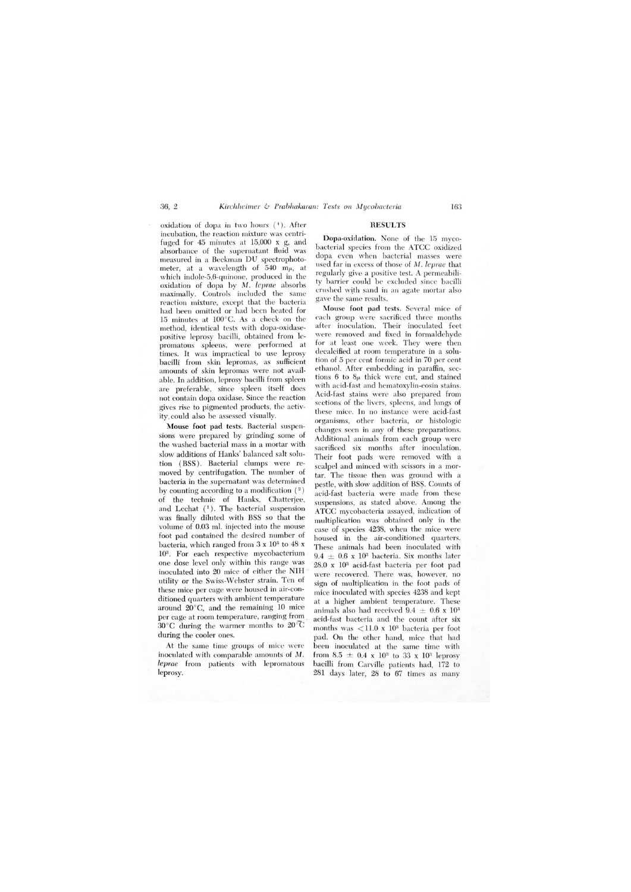oxidation of dopa in two hours ([4]). After incubation, the reaction mixture was centrifuged for 45 minutes at 15,000 x g, and absorbance of the supernatant fluid was measured in a Beckman DU spectrophotometer, at a wavelength of 540 m$\mu$, at which indole-5,6-quinone, produced in the oxidation of dopa by *M. leprae* absorbs maximally. Controls included the same reaction mixture, except that the bacteria had been omitted or had been heated for 15 minutes at 100°C. As a check on the method, identical tests with dopa-oxidase-positive leprosy bacilli, obtained from lepromatous spleens, were performed at times. It was impractical to use leprosy bacilli from skin lepromas, as sufficient amounts of skin lepromas were not available. In addition, leprosy bacilli from spleen are preferable, since spleen itself does not contain dopa oxidase. Since the reaction gives rise to pigmented products, the activity could also be assessed visually.

**Mouse foot pad tests.** Bacterial suspensions were prepared by grinding some of the washed bacterial mass in a mortar with slow additions of Hanks' balanced salt solution (BSS). Bacterial clumps were removed by centrifugation. The number of bacteria in the supernatant was determined by counting according to a modification ([2]) of the technic of Hanks, Chatterjee, and Lechat ([1]). The bacterial suspension was finally diluted with BSS so that the volume of 0.03 ml. injected into the mouse foot pad contained the desired number of bacteria, which ranged from 3 x $10^3$ to 48 x $10^3$. For each respective mycobacterium one dose level only within this range was inoculated into 20 mice of either the NIH utility or the Swiss-Webster strain. Ten of these mice per cage were housed in air-conditioned quarters with ambient temperature around 20°C, and the remaining 10 mice per cage at room temperature, ranging from 30°C during the warmer months to 20°C during the cooler ones.

At the same time groups of mice were inoculated with comparable amounts of *M. leprae* from patients with lepromatous leprosy.

## RESULTS

**Dopa-oxidation.** None of the 15 mycobacterial species from the ATCC oxidized dopa even when bacterial masses were used far in excess of those of *M. leprae* that regularly give a positive test. A permeability barrier could be excluded since bacilli crushed with sand in an agate mortar also gave the same results.

**Mouse foot pad tests.** Several mice of each group were sacrificed three months after inoculation. Their inoculated feet were removed and fixed in formaldehyde for at least one week. They were then decalcified at room temperature in a solution of 5 per cent formic acid in 70 per cent ethanol. After embedding in paraffin, sections 6 to 8$\mu$ thick were cut, and stained with acid-fast and hematoxylin-eosin stains. Acid-fast stains were also prepared from sections of the livers, spleens, and lungs of these mice. In no instance were acid-fast organisms, other bacteria, or histologic changes seen in any of these preparations. Additional animals from each group were sacrificed six months after inoculation. Their foot pads were removed with a scalpel and minced with scissors in a mortar. The tissue then was ground with a pestle, with slow addition of BSS. Counts of acid-fast bacteria were made from these suspensions, as stated above. Among the ATCC mycobacteria assayed, indication of multiplication was obtained only in the case of species 4238, when the mice were housed in the air-conditioned quarters. These animals had been inoculated with 9.4 $\pm$ 0.6 x $10^3$ bacteria. Six months later 28.0 x $10^3$ acid-fast bacteria per foot pad were recovered. There was, however, no sign of multiplication in the foot pads of mice inoculated with species 4238 and kept at a higher ambient temperature. These animals also had received 9.4 $\pm$ 0.6 x $10^3$ acid-fast bacteria and the count after six months was $<$11.0 x $10^3$ bacteria per foot pad. On the other hand, mice that had been inoculated at the same time with from 8.5 $\pm$ 0.4 x $10^3$ to 33 x $10^3$ leprosy bacilli from Carville patients had, 172 to 281 days later, 28 to 67 times as many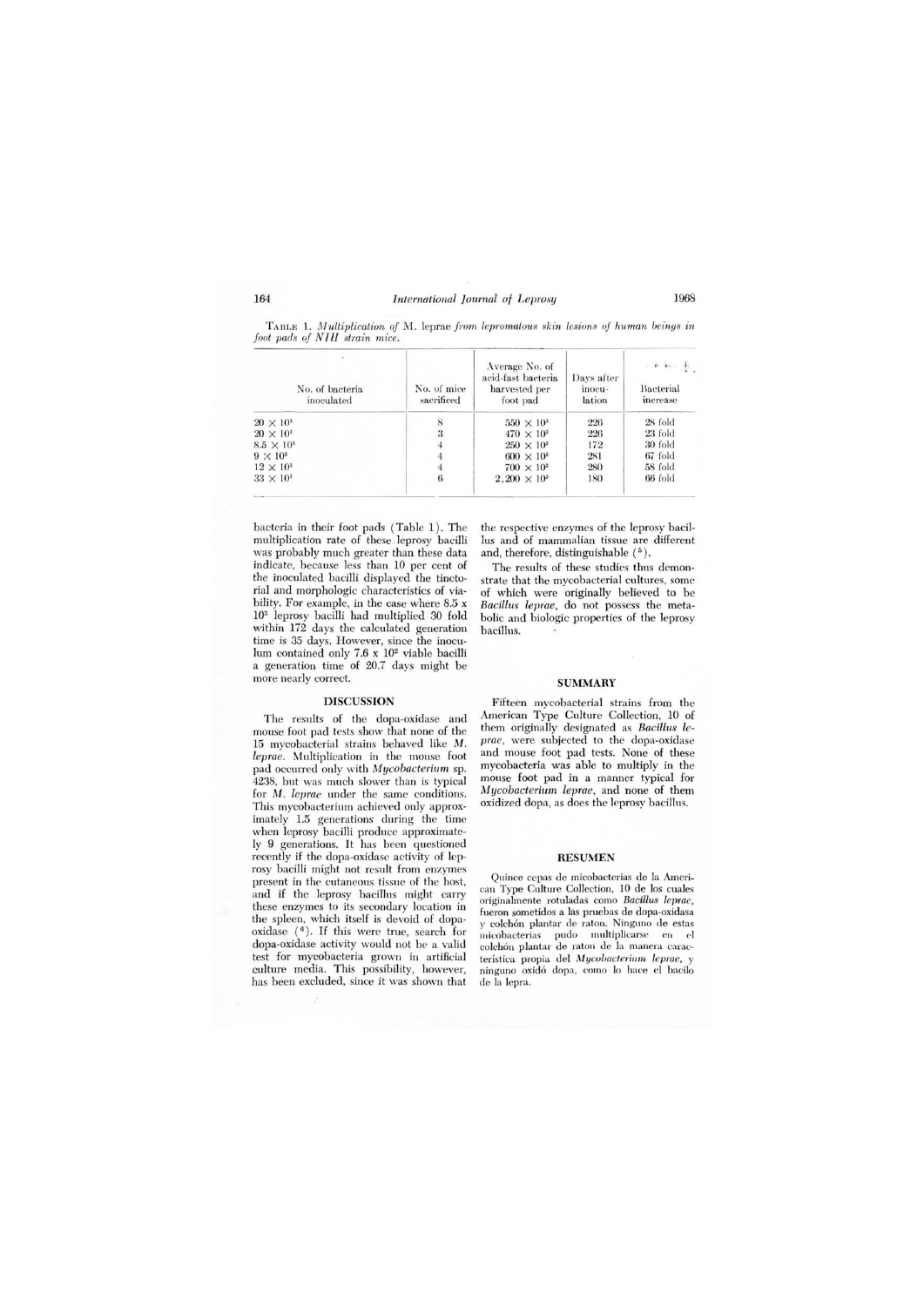TABLE 1. *Multiplication of* M. leprae *from lepromatous skin lesions of human beings in foot pads of NIH strain mice.*

| No. of bacteria inoculated | No. of mice sacrificed | Average No. of acid-fast bacteria harvested per foot pad | Days after inoculation | Bacterial increase |
|---|---|---|---|---|
| $20 \times 10^3$ | 8 | $550 \times 10^3$ | 226 | 28 fold |
| $20 \times 10^3$ | 3 | $470 \times 10^3$ | 226 | 23 fold |
| $8.5 \times 10^3$ | 4 | $250 \times 10^3$ | 172 | 30 fold |
| $9 \times 10^3$ | 4 | $600 \times 10^3$ | 281 | 67 fold |
| $12 \times 10^3$ | 4 | $700 \times 10^3$ | 280 | 58 fold |
| $33 \times 10^3$ | 6 | $2,200 \times 10^3$ | 180 | 66 fold |

bacteria in their foot pads (Table 1). The multiplication rate of these leprosy bacilli was probably much greater than these data indicate, because less than 10 per cent of the inoculated bacilli displayed the tinctorial and morphologic characteristics of viability. For example, in the case where $8.5 \times 10^3$ leprosy bacilli had multiplied 30 fold within 172 days the calculated generation time is 35 days. However, since the inoculum contained only $7.6 \times 10^2$ viable bacilli a generation time of 20.7 days might be more nearly correct.

## DISCUSSION

The results of the dopa-oxidase and mouse foot pad tests show that none of the 15 mycobacterial strains behaved like *M. leprae*. Multiplication in the mouse foot pad occurred only with *Mycobacterium* sp. 4238, but was much slower than is typical for *M. leprae* under the same conditions. This mycobacterium achieved only approximately 1.5 generations during the time when leprosy bacilli produce approximately 9 generations. It has been questioned recently if the dopa-oxidase activity of leprosy bacilli might not result from enzymes present in the cutaneous tissue of the host, and if the leprosy bacillus might carry these enzymes to its secondary location in the spleen, which itself is devoid of dopa-oxidase ([6]). If this were true, search for dopa-oxidase activity would not be a valid test for mycobacteria grown in artificial culture media. This possibility, however, has been excluded, since it was shown that the respective enzymes of the leprosy bacillus and of mammalian tissue are different and, therefore, distinguishable ([5]).

The results of these studies thus demonstrate that the mycobacterial cultures, some of which were originally believed to be *Bacillus leprae*, do not possess the metabolic and biologic properties of the leprosy bacillus.

## SUMMARY

Fifteen mycobacterial strains from the American Type Culture Collection, 10 of them originally designated as *Bacillus leprae*, were subjected to the dopa-oxidase and mouse foot pad tests. None of these mycobacteria was able to multiply in the mouse foot pad in a manner typical for *Mycobacterium leprae*, and none of them oxidized dopa, as does the leprosy bacillus.

## RESUMEN

Quince cepas de micobacterias de la American Type Culture Collection, 10 de los cuales originalmente rotuladas como *Bacillus leprae*, fueron sometidos a las pruebas de dopa-oxidasa y colchón plantar de raton. Ninguno de estas micobacterias pudo multiplicarse en el colchón plantar de raton de la manera característica propia del *Mycobacterium leprae*, y ninguno oxidó dopa, como lo hace el bacilo de la lepra.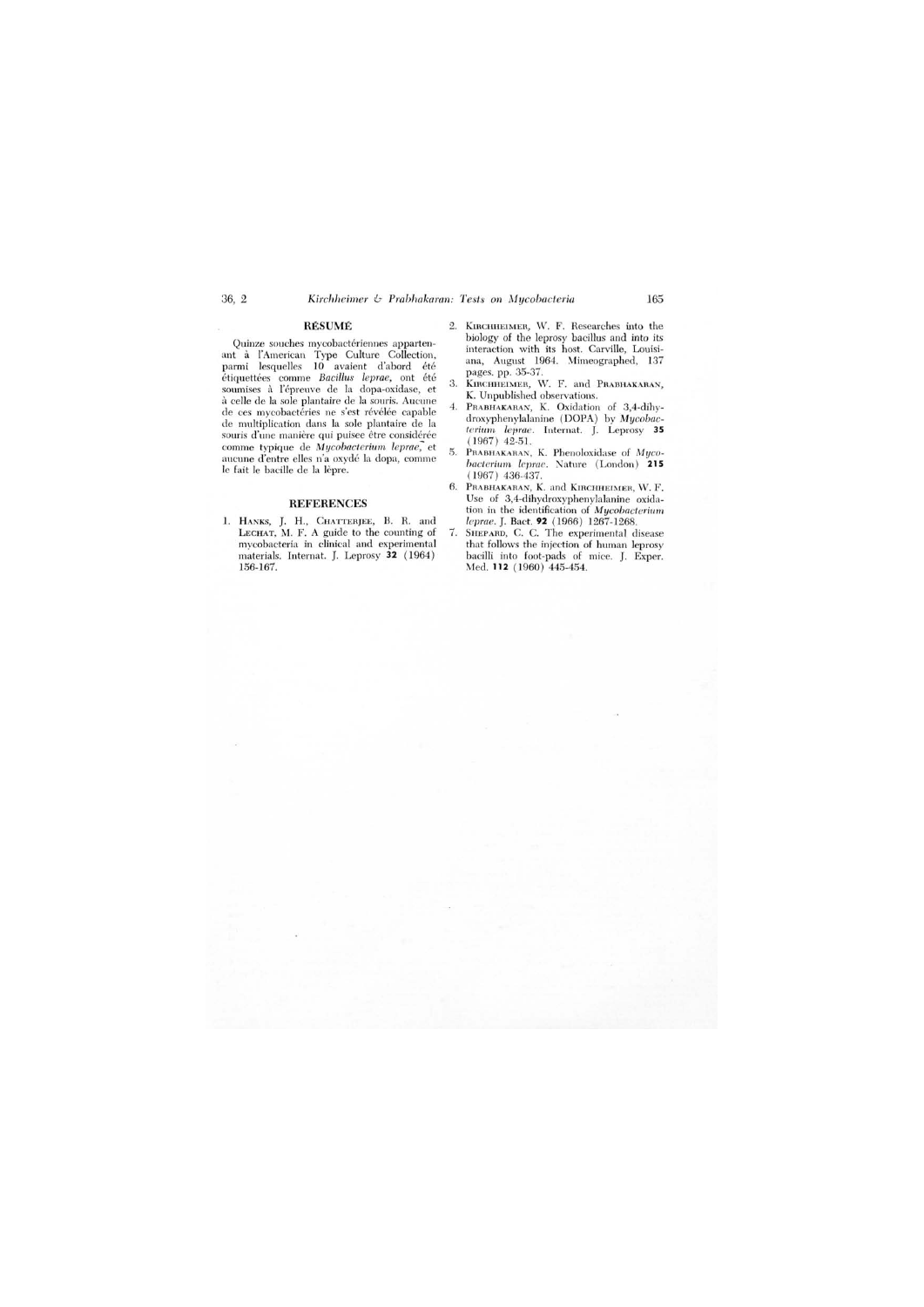## RÉSUMÉ

Quinze souches mycobactériennes appartenant à l'American Type Culture Collection, parmi lesquelles 10 avaient d'abord été étiquettées comme *Bacillus leprae*, ont été soumises à l'épreuve de la dopa-oxidase, et à celle de la sole plantaire de la souris. Aucune de ces mycobactéries ne s'est révélée capable de multiplication dans la sole plantaire de la souris d'une manière qui puisee être considérée comme typique de *Mycobacterium leprae*, et aucune d'entre elles n'a oxydé la dopa, comme le fait le bacille de la lèpre.

## REFERENCES

1. HANKS, J. H., CHATTERJEE, B. R. and LECHAT, M. F. A guide to the counting of mycobacteria in clinical and experimental materials. Internat. J. Leprosy **32** (1964) 156-167.
2. KIRCHHEIMER, W. F. Researches into the biology of the leprosy bacillus and into its interaction with its host. Carville, Louisiana, August 1964. Mimeographed, 137 pages. pp. 35-37.
3. KIRCHHEIMER, W. F. and PRABHAKARAN, K. Unpublished observations.
4. PRABHAKARAN, K. Oxidation of 3,4-dihydroxyphenylalanine (DOPA) by *Mycobacterium leprae*. Internat. J. Leprosy **35** (1967) 42-51.
5. PRABHAKARAN, K. Phenoloxidase of *Mycobacterium leprae*. Nature (London) **215** (1967) 436-437.
6. PRABHAKARAN, K. and KIRCHHEIMER, W. F. Use of 3,4-dihydroxyphenylalanine oxidation in the identification of *Mycobacterium leprae*. J. Bact. **92** (1966) 1267-1268.
7. SHEPARD, C. C. The experimental disease that follows the injection of human leprosy bacilli into foot-pads of mice. J. Exper. Med. **112** (1960) 445-454.